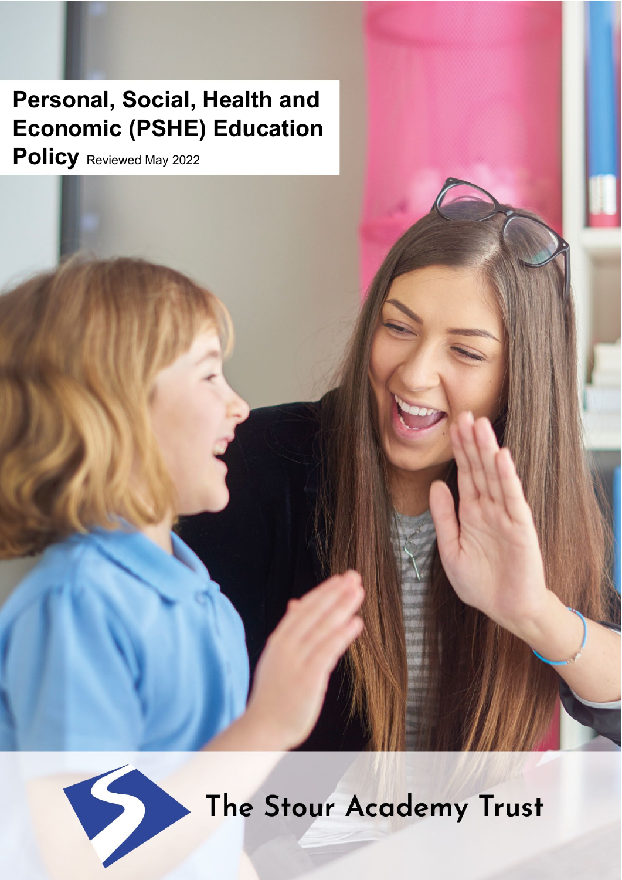# Personal, Social, Health and Economic (PSHE) Education Policy

Reviewed May 2022

The Stour Academy Trust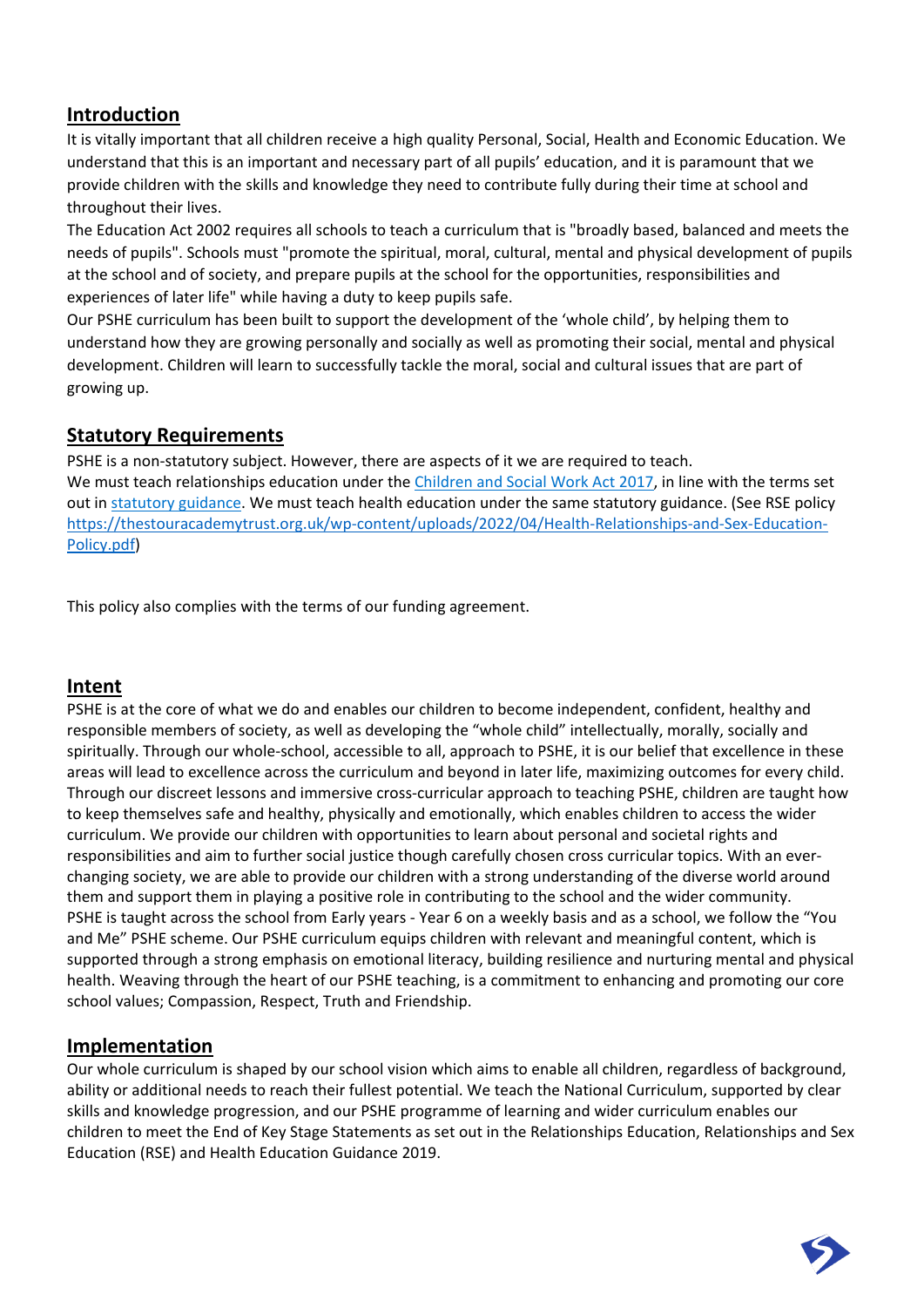## Introduction

It is vitally important that all children receive a high quality Personal, Social, Health and Economic Education. We understand that this is an important and necessary part of all pupils' education, and it is paramount that we provide children with the skills and knowledge they need to contribute fully during their time at school and throughout their lives.

The Education Act 2002 requires all schools to teach a curriculum that is "broadly based, balanced and meets the needs of pupils". Schools must "promote the spiritual, moral, cultural, mental and physical development of pupils at the school and of society, and prepare pupils at the school for the opportunities, responsibilities and experiences of later life" while having a duty to keep pupils safe.

Our PSHE curriculum has been built to support the development of the 'whole child', by helping them to understand how they are growing personally and socially as well as promoting their social, mental and physical development. Children will learn to successfully tackle the moral, social and cultural issues that are part of growing up.

## Statutory Requirements

PSHE is a non-statutory subject. However, there are aspects of it we are required to teach.

We must teach relationships education under the Children and Social Work Act 2017, in line with the terms set out in statutory guidance. We must teach health education under the same statutory guidance. (See RSE policy https://thestouracademytrust.org.uk/wp-content/uploads/2022/04/Health-Relationships-and-Sex-Education-Policy.pdf)

This policy also complies with the terms of our funding agreement.

## Intent

PSHE is at the core of what we do and enables our children to become independent, confident, healthy and responsible members of society, as well as developing the "whole child" intellectually, morally, socially and spiritually. Through our whole-school, accessible to all, approach to PSHE, it is our belief that excellence in these areas will lead to excellence across the curriculum and beyond in later life, maximizing outcomes for every child. Through our discreet lessons and immersive cross-curricular approach to teaching PSHE, children are taught how to keep themselves safe and healthy, physically and emotionally, which enables children to access the wider curriculum. We provide our children with opportunities to learn about personal and societal rights and responsibilities and aim to further social justice though carefully chosen cross curricular topics. With an ever-changing society, we are able to provide our children with a strong understanding of the diverse world around them and support them in playing a positive role in contributing to the school and the wider community.

PSHE is taught across the school from Early years - Year 6 on a weekly basis and as a school, we follow the "You and Me" PSHE scheme. Our PSHE curriculum equips children with relevant and meaningful content, which is supported through a strong emphasis on emotional literacy, building resilience and nurturing mental and physical health. Weaving through the heart of our PSHE teaching, is a commitment to enhancing and promoting our core school values; Compassion, Respect, Truth and Friendship.

## Implementation

Our whole curriculum is shaped by our school vision which aims to enable all children, regardless of background, ability or additional needs to reach their fullest potential. We teach the National Curriculum, supported by clear skills and knowledge progression, and our PSHE programme of learning and wider curriculum enables our children to meet the End of Key Stage Statements as set out in the Relationships Education, Relationships and Sex Education (RSE) and Health Education Guidance 2019.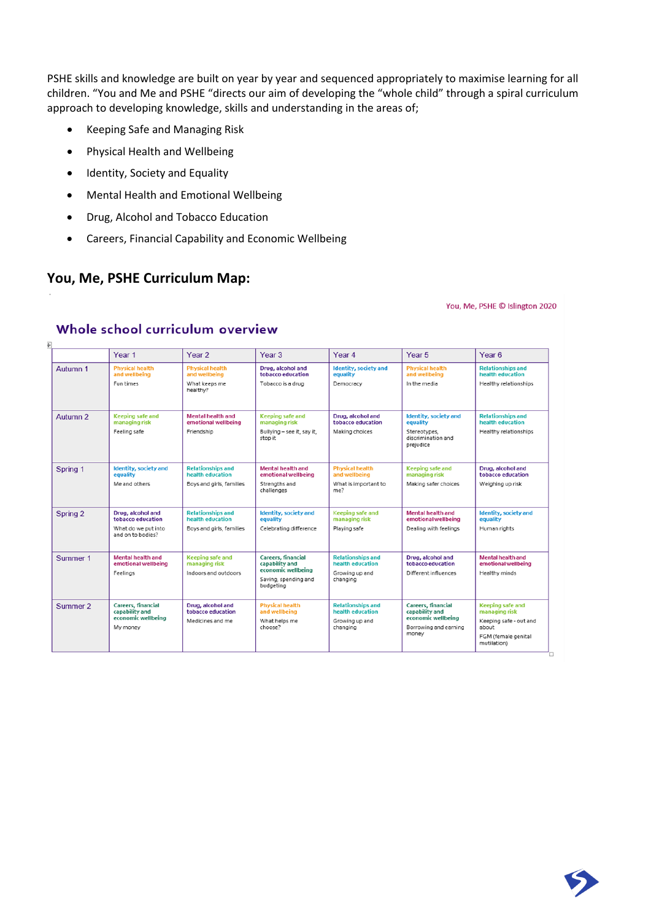PSHE skills and knowledge are built on year by year and sequenced appropriately to maximise learning for all children. "You and Me and PSHE "directs our aim of developing the "whole child" through a spiral curriculum approach to developing knowledge, skills and understanding in the areas of;

- Keeping Safe and Managing Risk
- Physical Health and Wellbeing
- Identity, Society and Equality
- Mental Health and Emotional Wellbeing
- Drug, Alcohol and Tobacco Education
- Careers, Financial Capability and Economic Wellbeing

## You, Me, PSHE Curriculum Map:

You, Me, PSHE © Islington 2020

### Whole school curriculum overview

| | Year 1 | Year 2 | Year 3 | Year 4 | Year 5 | Year 6 |
|---|---|---|---|---|---|---|
| Autumn 1 | Physical health and wellbeing<br>Fun times | Physical health and wellbeing<br>What keeps me healthy? | Drug, alcohol and tobacco education<br>Tobacco is a drug | Identity, society and equality<br>Democracy | Physical health and wellbeing<br>In the media | Relationships and health education<br>Healthy relationships |
| Autumn 2 | Keeping safe and managing risk<br>Feeling safe | Mental health and emotional wellbeing<br>Friendship | Keeping safe and managing risk<br>Bullying – see it, say it, stop it | Drug, alcohol and tobacco education<br>Making choices | Identity, society and equality<br>Stereotypes, discrimination and prejudice | Relationships and health education<br>Healthy relationships |
| Spring 1 | Identity, society and equality<br>Me and others | Relationships and health education<br>Boys and girls, families | Mental health and emotional wellbeing<br>Strengths and challenges | Physical health and wellbeing<br>What is important to me? | Keeping safe and managing risk<br>Making safer choices | Drug, alcohol and tobacco education<br>Weighing up risk |
| Spring 2 | Drug, alcohol and tobacco education<br>What do we put into and on to bodies? | Relationships and health education<br>Boys and girls, families | Identity, society and equality<br>Celebrating difference | Keeping safe and managing risk<br>Playing safe | Mental health and emotional wellbeing<br>Dealing with feelings | Identity, society and equality<br>Human rights |
| Summer 1 | Mental health and emotional wellbeing<br>Feelings | Keeping safe and managing risk<br>Indoors and outdoors | Careers, financial capability and economic wellbeing<br>Saving, spending and budgeting | Relationships and health education<br>Growing up and changing | Drug, alcohol and tobacco education<br>Different influences | Mental health and emotional wellbeing<br>Healthy minds |
| Summer 2 | Careers, financial capability and economic wellbeing<br>My money | Drug, alcohol and tobacco education<br>Medicines and me | Physical health and wellbeing<br>What helps me choose? | Relationships and health education<br>Growing up and changing | Careers, financial capability and economic wellbeing<br>Borrowing and earning money | Keeping safe and managing risk<br>Keeping safe - out and about<br>FGM (female genital mutilation) |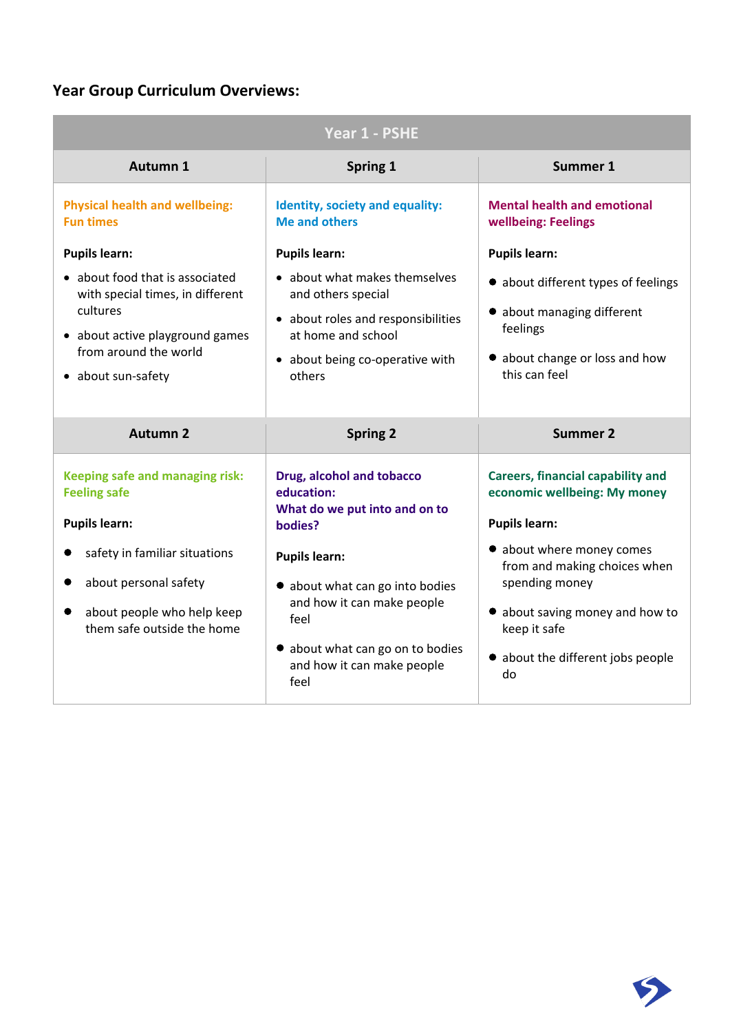## Year Group Curriculum Overviews:

| Year 1 - PSHE | | |
|---|---|---|
| **Autumn 1** | **Spring 1** | **Summer 1** |
| **Physical health and wellbeing: Fun times**<br><br>**Pupils learn:**<br>• about food that is associated with special times, in different cultures<br>• about active playground games from around the world<br>• about sun-safety | **Identity, society and equality: Me and others**<br><br>**Pupils learn:**<br>• about what makes themselves and others special<br>• about roles and responsibilities at home and school<br>• about being co-operative with others | **Mental health and emotional wellbeing: Feelings**<br><br>**Pupils learn:**<br>• about different types of feelings<br>• about managing different feelings<br>• about change or loss and how this can feel |
| **Autumn 2** | **Spring 2** | **Summer 2** |
| **Keeping safe and managing risk: Feeling safe**<br><br>**Pupils learn:**<br>• safety in familiar situations<br>• about personal safety<br>• about people who help keep them safe outside the home | **Drug, alcohol and tobacco education: What do we put into and on to bodies?**<br><br>**Pupils learn:**<br>• about what can go into bodies and how it can make people feel<br>• about what can go on to bodies and how it can make people feel | **Careers, financial capability and economic wellbeing: My money**<br><br>**Pupils learn:**<br>• about where money comes from and making choices when spending money<br>• about saving money and how to keep it safe<br>• about the different jobs people do |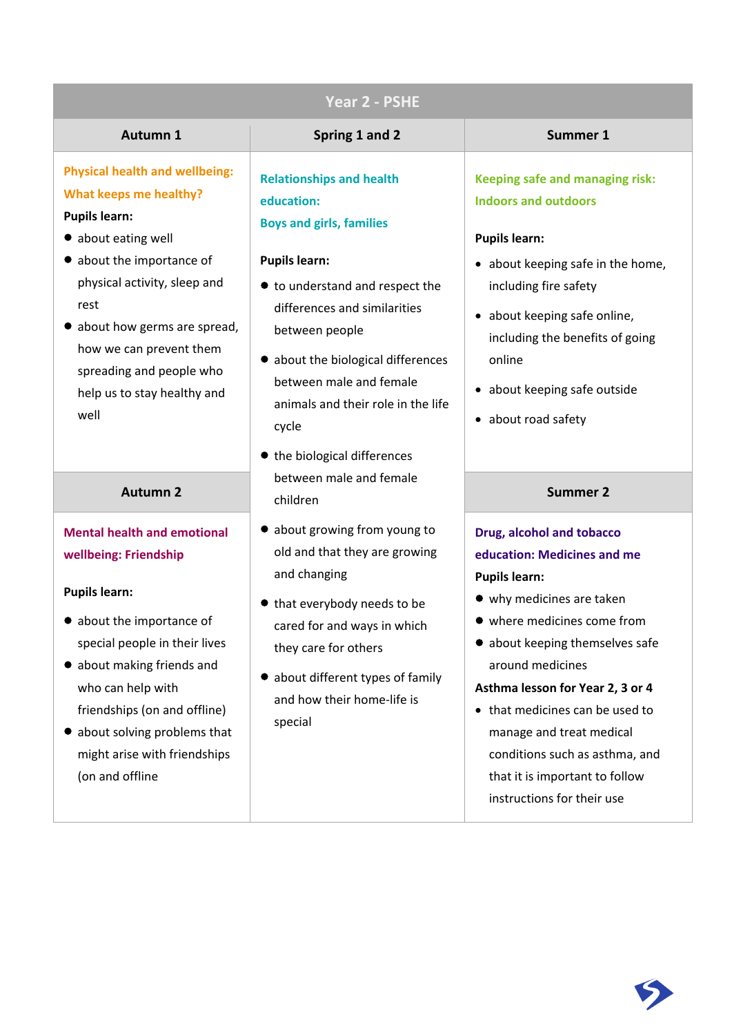## Year 2 - PSHE

| Autumn 1 | Spring 1 and 2 | Summer 1 |
|---|---|---|
| **Physical health and wellbeing: What keeps me healthy?**<br>**Pupils learn:**<br>• about eating well<br>• about the importance of physical activity, sleep and rest<br>• about how germs are spread, how we can prevent them spreading and people who help us to stay healthy and well | **Relationships and health education: Boys and girls, families**<br><br>**Pupils learn:**<br>• to understand and respect the differences and similarities between people<br>• about the biological differences between male and female animals and their role in the life cycle<br>• the biological differences between male and female children<br>• about growing from young to old and that they are growing and changing<br>• that everybody needs to be cared for and ways in which they care for others<br>• about different types of family and how their home-life is special | **Keeping safe and managing risk: Indoors and outdoors**<br><br>**Pupils learn:**<br>• about keeping safe in the home, including fire safety<br>• about keeping safe online, including the benefits of going online<br>• about keeping safe outside<br>• about road safety |
| **Autumn 2** | | **Summer 2** |
| **Mental health and emotional wellbeing: Friendship**<br><br>**Pupils learn:**<br>• about the importance of special people in their lives<br>• about making friends and who can help with friendships (on and offline)<br>• about solving problems that might arise with friendships (on and offline | | **Drug, alcohol and tobacco education: Medicines and me**<br>**Pupils learn:**<br>• why medicines are taken<br>• where medicines come from<br>• about keeping themselves safe around medicines<br>**Asthma lesson for Year 2, 3 or 4**<br>• that medicines can be used to manage and treat medical conditions such as asthma, and that it is important to follow instructions for their use |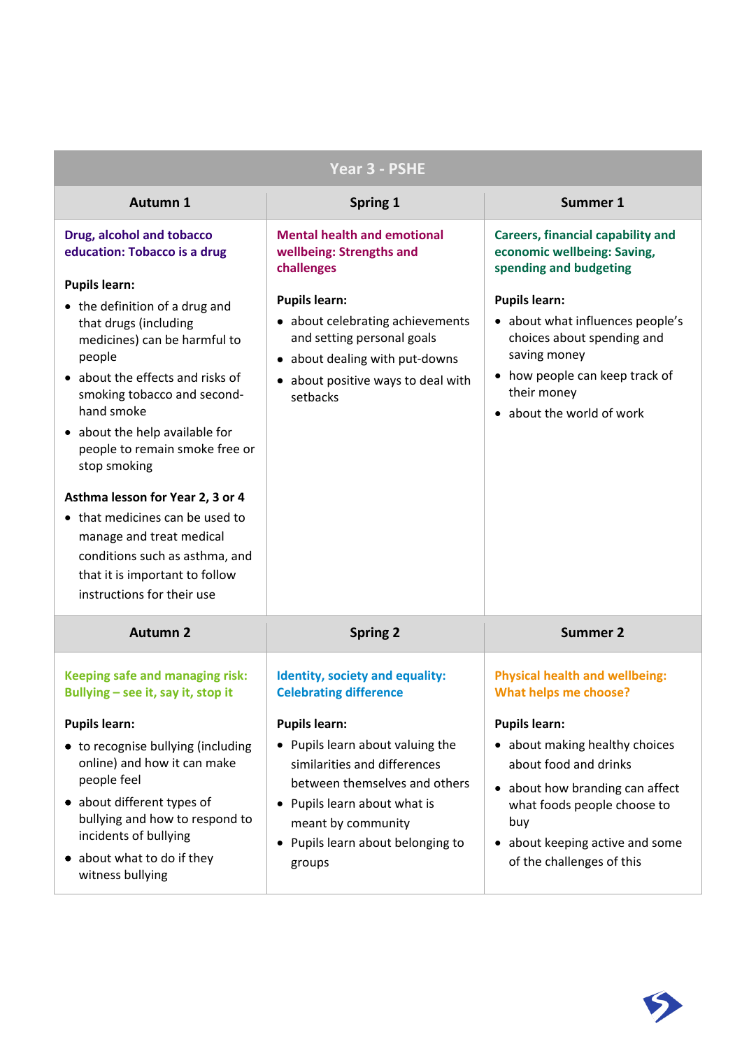# Year 3 - PSHE

| Autumn 1 | Spring 1 | Summer 1 |
|---|---|---|
| **Drug, alcohol and tobacco education: Tobacco is a drug**<br><br>**Pupils learn:**<br>• the definition of a drug and that drugs (including medicines) can be harmful to people<br>• about the effects and risks of smoking tobacco and second-hand smoke<br>• about the help available for people to remain smoke free or stop smoking<br><br>**Asthma lesson for Year 2, 3 or 4**<br>• that medicines can be used to manage and treat medical conditions such as asthma, and that it is important to follow instructions for their use | **Mental health and emotional wellbeing: Strengths and challenges**<br><br>**Pupils learn:**<br>• about celebrating achievements and setting personal goals<br>• about dealing with put-downs<br>• about positive ways to deal with setbacks | **Careers, financial capability and economic wellbeing: Saving, spending and budgeting**<br><br>**Pupils learn:**<br>• about what influences people's choices about spending and saving money<br>• how people can keep track of their money<br>• about the world of work |
| **Autumn 2** | **Spring 2** | **Summer 2** |
| **Keeping safe and managing risk: Bullying – see it, say it, stop it**<br><br>**Pupils learn:**<br>• to recognise bullying (including online) and how it can make people feel<br>• about different types of bullying and how to respond to incidents of bullying<br>• about what to do if they witness bullying | **Identity, society and equality: Celebrating difference**<br><br>**Pupils learn:**<br>• Pupils learn about valuing the similarities and differences between themselves and others<br>• Pupils learn about what is meant by community<br>• Pupils learn about belonging to groups | **Physical health and wellbeing: What helps me choose?**<br><br>**Pupils learn:**<br>• about making healthy choices about food and drinks<br>• about how branding can affect what foods people choose to buy<br>• about keeping active and some of the challenges of this |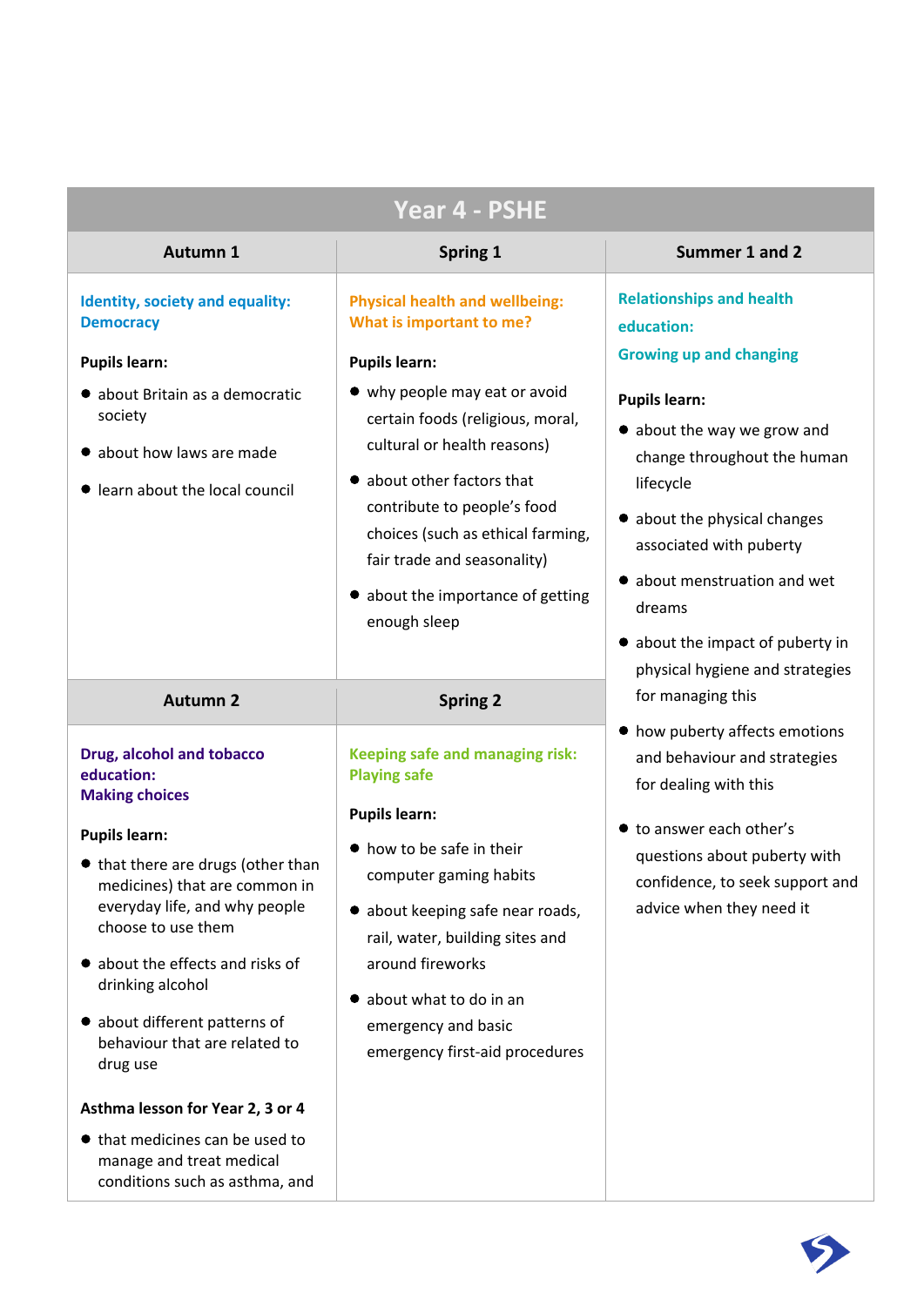# Year 4 - PSHE

## Autumn 1

**Identity, society and equality: Democracy**

**Pupils learn:**

- about Britain as a democratic society
- about how laws are made
- learn about the local council

## Spring 1

**Physical health and wellbeing: What is important to me?**

**Pupils learn:**

- why people may eat or avoid certain foods (religious, moral, cultural or health reasons)
- about other factors that contribute to people's food choices (such as ethical farming, fair trade and seasonality)
- about the importance of getting enough sleep

## Summer 1 and 2

**Relationships and health education: Growing up and changing**

**Pupils learn:**

- about the way we grow and change throughout the human lifecycle
- about the physical changes associated with puberty
- about menstruation and wet dreams
- about the impact of puberty in physical hygiene and strategies for managing this
- how puberty affects emotions and behaviour and strategies for dealing with this
- to answer each other's questions about puberty with confidence, to seek support and advice when they need it

## Autumn 2

**Drug, alcohol and tobacco education: Making choices**

**Pupils learn:**

- that there are drugs (other than medicines) that are common in everyday life, and why people choose to use them
- about the effects and risks of drinking alcohol
- about different patterns of behaviour that are related to drug use

**Asthma lesson for Year 2, 3 or 4**

- that medicines can be used to manage and treat medical conditions such as asthma, and

## Spring 2

**Keeping safe and managing risk: Playing safe**

**Pupils learn:**

- how to be safe in their computer gaming habits
- about keeping safe near roads, rail, water, building sites and around fireworks
- about what to do in an emergency and basic emergency first-aid procedures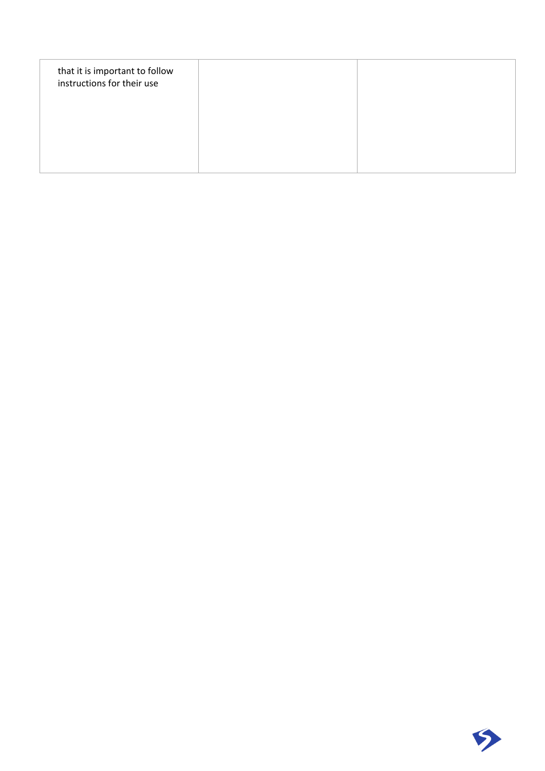| | | |
|---|---|---|
| that it is important to follow instructions for their use | | |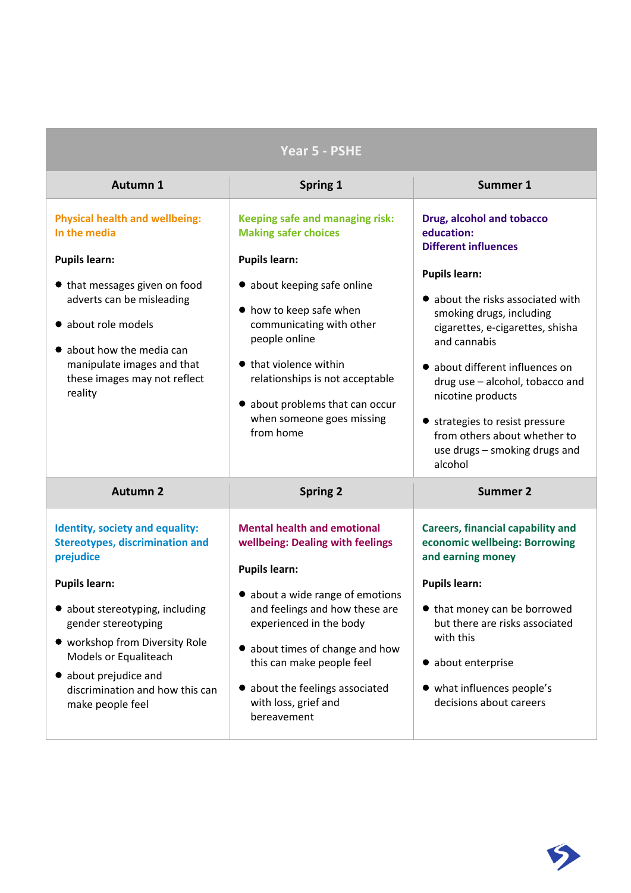## Year 5 - PSHE

| Autumn 1 | Spring 1 | Summer 1 |
|---|---|---|
| **Physical health and wellbeing: In the media**<br><br>**Pupils learn:**<br>• that messages given on food adverts can be misleading<br>• about role models<br>• about how the media can manipulate images and that these images may not reflect reality | **Keeping safe and managing risk: Making safer choices**<br><br>**Pupils learn:**<br>• about keeping safe online<br>• how to keep safe when communicating with other people online<br>• that violence within relationships is not acceptable<br>• about problems that can occur when someone goes missing from home | **Drug, alcohol and tobacco education: Different influences**<br><br>**Pupils learn:**<br>• about the risks associated with smoking drugs, including cigarettes, e-cigarettes, shisha and cannabis<br>• about different influences on drug use – alcohol, tobacco and nicotine products<br>• strategies to resist pressure from others about whether to use drugs – smoking drugs and alcohol |
| **Autumn 2** | **Spring 2** | **Summer 2** |
| **Identity, society and equality: Stereotypes, discrimination and prejudice**<br><br>**Pupils learn:**<br>• about stereotyping, including gender stereotyping<br>• workshop from Diversity Role Models or Equaliteach<br>• about prejudice and discrimination and how this can make people feel | **Mental health and emotional wellbeing: Dealing with feelings**<br><br>**Pupils learn:**<br>• about a wide range of emotions and feelings and how these are experienced in the body<br>• about times of change and how this can make people feel<br>• about the feelings associated with loss, grief and bereavement | **Careers, financial capability and economic wellbeing: Borrowing and earning money**<br><br>**Pupils learn:**<br>• that money can be borrowed but there are risks associated with this<br>• about enterprise<br>• what influences people's decisions about careers |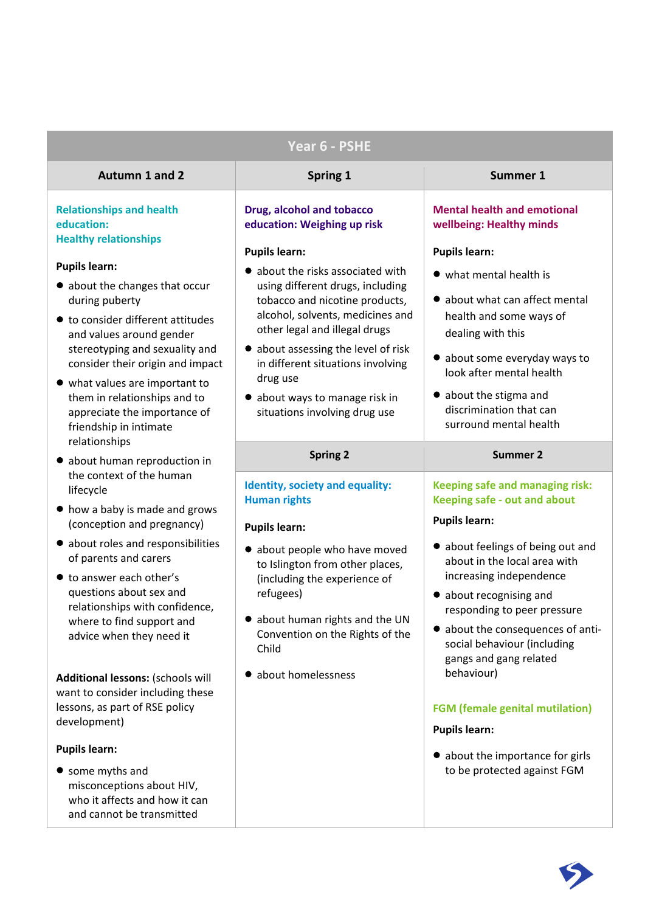## Year 6 - PSHE

### Autumn 1 and 2

**Relationships and health education: Healthy relationships**

**Pupils learn:**

- about the changes that occur during puberty
- to consider different attitudes and values around gender stereotyping and sexuality and consider their origin and impact
- what values are important to them in relationships and to appreciate the importance of friendship in intimate relationships
- about human reproduction in the context of the human lifecycle
- how a baby is made and grows (conception and pregnancy)
- about roles and responsibilities of parents and carers
- to answer each other's questions about sex and relationships with confidence, where to find support and advice when they need it

**Additional lessons:** (schools will want to consider including these lessons, as part of RSE policy development)

**Pupils learn:**

- some myths and misconceptions about HIV, who it affects and how it can and cannot be transmitted

### Spring 1

**Drug, alcohol and tobacco education: Weighing up risk**

**Pupils learn:**

- about the risks associated with using different drugs, including tobacco and nicotine products, alcohol, solvents, medicines and other legal and illegal drugs
- about assessing the level of risk in different situations involving drug use
- about ways to manage risk in situations involving drug use

### Spring 2

**Identity, society and equality: Human rights**

**Pupils learn:**

- about people who have moved to Islington from other places, (including the experience of refugees)
- about human rights and the UN Convention on the Rights of the Child
- about homelessness

### Summer 1

**Mental health and emotional wellbeing: Healthy minds**

**Pupils learn:**

- what mental health is
- about what can affect mental health and some ways of dealing with this
- about some everyday ways to look after mental health
- about the stigma and discrimination that can surround mental health

### Summer 2

**Keeping safe and managing risk: Keeping safe - out and about**

**Pupils learn:**

- about feelings of being out and about in the local area with increasing independence
- about recognising and responding to peer pressure
- about the consequences of anti-social behaviour (including gangs and gang related behaviour)

**FGM (female genital mutilation)**

**Pupils learn:**

- about the importance for girls to be protected against FGM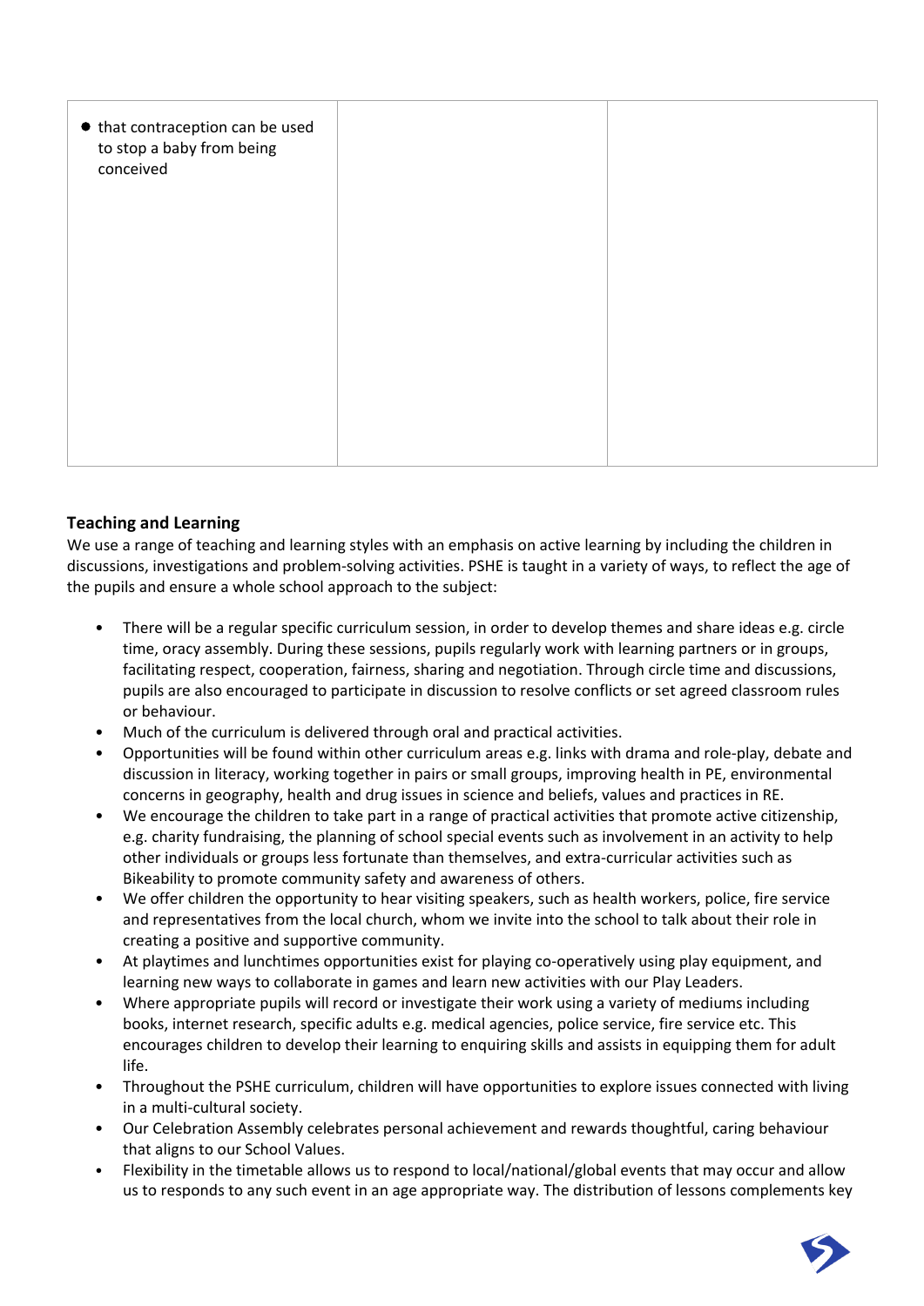| | | |
|---|---|---|
| • that contraception can be used to stop a baby from being conceived | | |

## Teaching and Learning

We use a range of teaching and learning styles with an emphasis on active learning by including the children in discussions, investigations and problem-solving activities. PSHE is taught in a variety of ways, to reflect the age of the pupils and ensure a whole school approach to the subject:

- There will be a regular specific curriculum session, in order to develop themes and share ideas e.g. circle time, oracy assembly. During these sessions, pupils regularly work with learning partners or in groups, facilitating respect, cooperation, fairness, sharing and negotiation. Through circle time and discussions, pupils are also encouraged to participate in discussion to resolve conflicts or set agreed classroom rules or behaviour.
- Much of the curriculum is delivered through oral and practical activities.
- Opportunities will be found within other curriculum areas e.g. links with drama and role-play, debate and discussion in literacy, working together in pairs or small groups, improving health in PE, environmental concerns in geography, health and drug issues in science and beliefs, values and practices in RE.
- We encourage the children to take part in a range of practical activities that promote active citizenship, e.g. charity fundraising, the planning of school special events such as involvement in an activity to help other individuals or groups less fortunate than themselves, and extra-curricular activities such as Bikeability to promote community safety and awareness of others.
- We offer children the opportunity to hear visiting speakers, such as health workers, police, fire service and representatives from the local church, whom we invite into the school to talk about their role in creating a positive and supportive community.
- At playtimes and lunchtimes opportunities exist for playing co-operatively using play equipment, and learning new ways to collaborate in games and learn new activities with our Play Leaders.
- Where appropriate pupils will record or investigate their work using a variety of mediums including books, internet research, specific adults e.g. medical agencies, police service, fire service etc. This encourages children to develop their learning to enquiring skills and assists in equipping them for adult life.
- Throughout the PSHE curriculum, children will have opportunities to explore issues connected with living in a multi-cultural society.
- Our Celebration Assembly celebrates personal achievement and rewards thoughtful, caring behaviour that aligns to our School Values.
- Flexibility in the timetable allows us to respond to local/national/global events that may occur and allow us to responds to any such event in an age appropriate way. The distribution of lessons complements key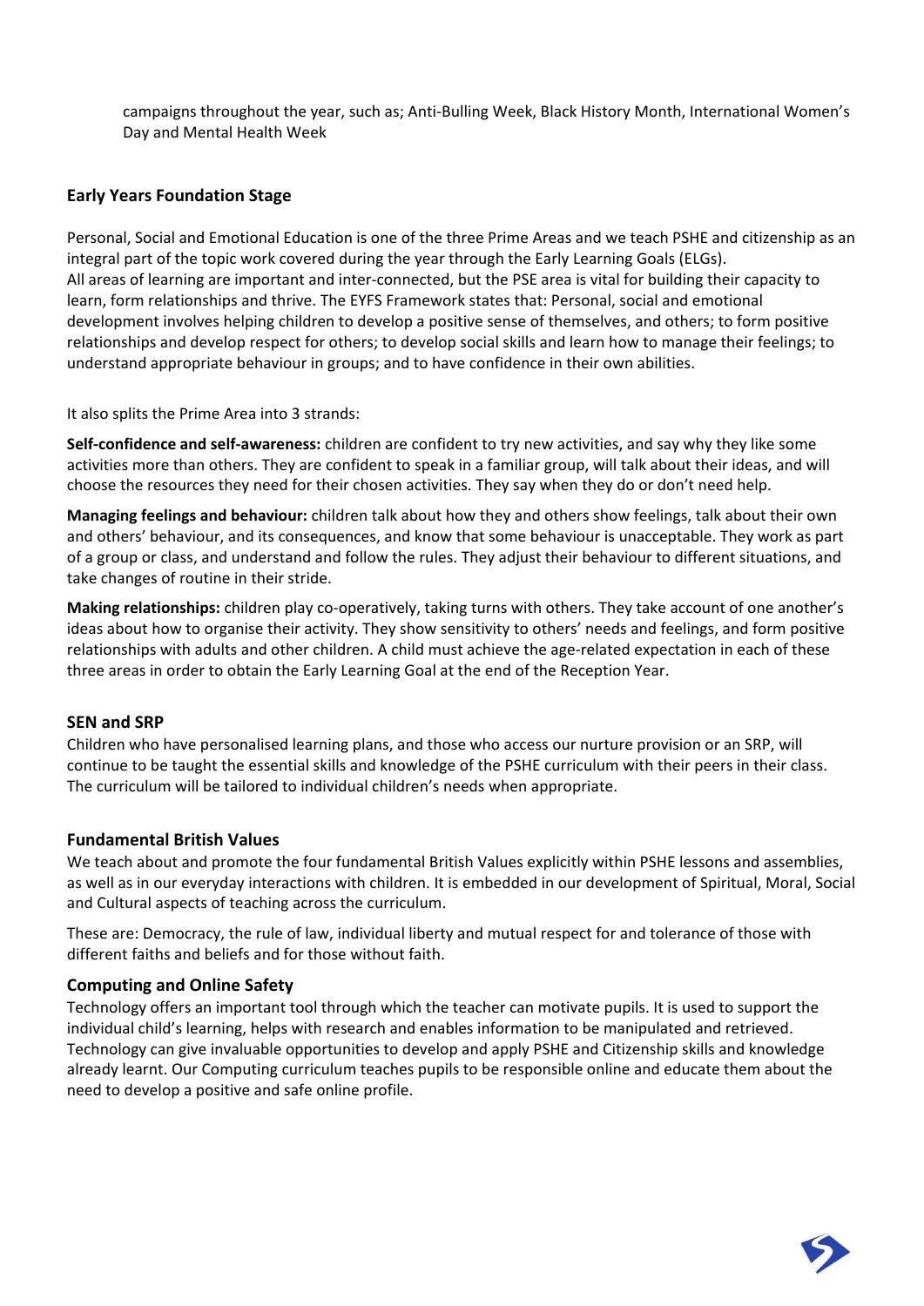campaigns throughout the year, such as; Anti-Bulling Week, Black History Month, International Women's Day and Mental Health Week

### Early Years Foundation Stage

Personal, Social and Emotional Education is one of the three Prime Areas and we teach PSHE and citizenship as an integral part of the topic work covered during the year through the Early Learning Goals (ELGs).
All areas of learning are important and inter-connected, but the PSE area is vital for building their capacity to learn, form relationships and thrive. The EYFS Framework states that: Personal, social and emotional development involves helping children to develop a positive sense of themselves, and others; to form positive relationships and develop respect for others; to develop social skills and learn how to manage their feelings; to understand appropriate behaviour in groups; and to have confidence in their own abilities.

It also splits the Prime Area into 3 strands:

**Self-confidence and self-awareness:** children are confident to try new activities, and say why they like some activities more than others. They are confident to speak in a familiar group, will talk about their ideas, and will choose the resources they need for their chosen activities. They say when they do or don't need help.

**Managing feelings and behaviour:** children talk about how they and others show feelings, talk about their own and others' behaviour, and its consequences, and know that some behaviour is unacceptable. They work as part of a group or class, and understand and follow the rules. They adjust their behaviour to different situations, and take changes of routine in their stride.

**Making relationships:** children play co-operatively, taking turns with others. They take account of one another's ideas about how to organise their activity. They show sensitivity to others' needs and feelings, and form positive relationships with adults and other children. A child must achieve the age-related expectation in each of these three areas in order to obtain the Early Learning Goal at the end of the Reception Year.

### SEN and SRP

Children who have personalised learning plans, and those who access our nurture provision or an SRP, will continue to be taught the essential skills and knowledge of the PSHE curriculum with their peers in their class. The curriculum will be tailored to individual children's needs when appropriate.

### Fundamental British Values

We teach about and promote the four fundamental British Values explicitly within PSHE lessons and assemblies, as well as in our everyday interactions with children. It is embedded in our development of Spiritual, Moral, Social and Cultural aspects of teaching across the curriculum.

These are: Democracy, the rule of law, individual liberty and mutual respect for and tolerance of those with different faiths and beliefs and for those without faith.

### Computing and Online Safety

Technology offers an important tool through which the teacher can motivate pupils. It is used to support the individual child's learning, helps with research and enables information to be manipulated and retrieved. Technology can give invaluable opportunities to develop and apply PSHE and Citizenship skills and knowledge already learnt. Our Computing curriculum teaches pupils to be responsible online and educate them about the need to develop a positive and safe online profile.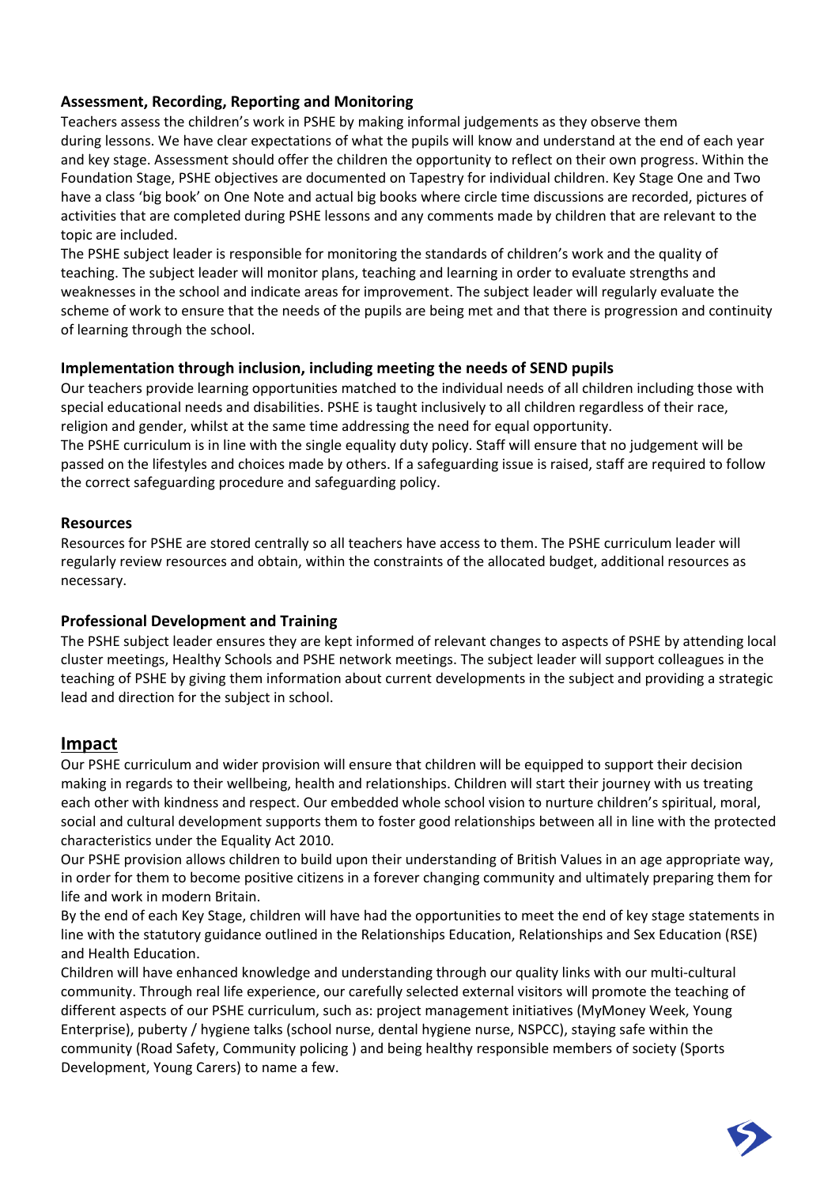### Assessment, Recording, Reporting and Monitoring

Teachers assess the children's work in PSHE by making informal judgements as they observe them during lessons. We have clear expectations of what the pupils will know and understand at the end of each year and key stage. Assessment should offer the children the opportunity to reflect on their own progress. Within the Foundation Stage, PSHE objectives are documented on Tapestry for individual children. Key Stage One and Two have a class 'big book' on One Note and actual big books where circle time discussions are recorded, pictures of activities that are completed during PSHE lessons and any comments made by children that are relevant to the topic are included.

The PSHE subject leader is responsible for monitoring the standards of children's work and the quality of teaching. The subject leader will monitor plans, teaching and learning in order to evaluate strengths and weaknesses in the school and indicate areas for improvement. The subject leader will regularly evaluate the scheme of work to ensure that the needs of the pupils are being met and that there is progression and continuity of learning through the school.

### Implementation through inclusion, including meeting the needs of SEND pupils

Our teachers provide learning opportunities matched to the individual needs of all children including those with special educational needs and disabilities. PSHE is taught inclusively to all children regardless of their race, religion and gender, whilst at the same time addressing the need for equal opportunity.

The PSHE curriculum is in line with the single equality duty policy. Staff will ensure that no judgement will be passed on the lifestyles and choices made by others. If a safeguarding issue is raised, staff are required to follow the correct safeguarding procedure and safeguarding policy.

### Resources

Resources for PSHE are stored centrally so all teachers have access to them. The PSHE curriculum leader will regularly review resources and obtain, within the constraints of the allocated budget, additional resources as necessary.

### Professional Development and Training

The PSHE subject leader ensures they are kept informed of relevant changes to aspects of PSHE by attending local cluster meetings, Healthy Schools and PSHE network meetings. The subject leader will support colleagues in the teaching of PSHE by giving them information about current developments in the subject and providing a strategic lead and direction for the subject in school.

## Impact

Our PSHE curriculum and wider provision will ensure that children will be equipped to support their decision making in regards to their wellbeing, health and relationships. Children will start their journey with us treating each other with kindness and respect. Our embedded whole school vision to nurture children's spiritual, moral, social and cultural development supports them to foster good relationships between all in line with the protected characteristics under the Equality Act 2010.

Our PSHE provision allows children to build upon their understanding of British Values in an age appropriate way, in order for them to become positive citizens in a forever changing community and ultimately preparing them for life and work in modern Britain.

By the end of each Key Stage, children will have had the opportunities to meet the end of key stage statements in line with the statutory guidance outlined in the Relationships Education, Relationships and Sex Education (RSE) and Health Education.

Children will have enhanced knowledge and understanding through our quality links with our multi-cultural community. Through real life experience, our carefully selected external visitors will promote the teaching of different aspects of our PSHE curriculum, such as: project management initiatives (MyMoney Week, Young Enterprise), puberty / hygiene talks (school nurse, dental hygiene nurse, NSPCC), staying safe within the community (Road Safety, Community policing ) and being healthy responsible members of society (Sports Development, Young Carers) to name a few.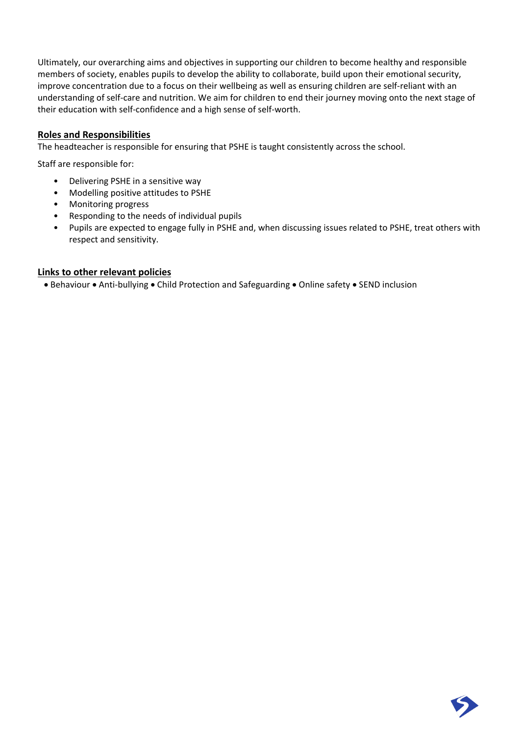Ultimately, our overarching aims and objectives in supporting our children to become healthy and responsible members of society, enables pupils to develop the ability to collaborate, build upon their emotional security, improve concentration due to a focus on their wellbeing as well as ensuring children are self-reliant with an understanding of self-care and nutrition. We aim for children to end their journey moving onto the next stage of their education with self-confidence and a high sense of self-worth.

## Roles and Responsibilities

The headteacher is responsible for ensuring that PSHE is taught consistently across the school.

Staff are responsible for:

- Delivering PSHE in a sensitive way
- Modelling positive attitudes to PSHE
- Monitoring progress
- Responding to the needs of individual pupils
- Pupils are expected to engage fully in PSHE and, when discussing issues related to PSHE, treat others with respect and sensitivity.

## Links to other relevant policies

• Behaviour • Anti-bullying • Child Protection and Safeguarding • Online safety • SEND inclusion